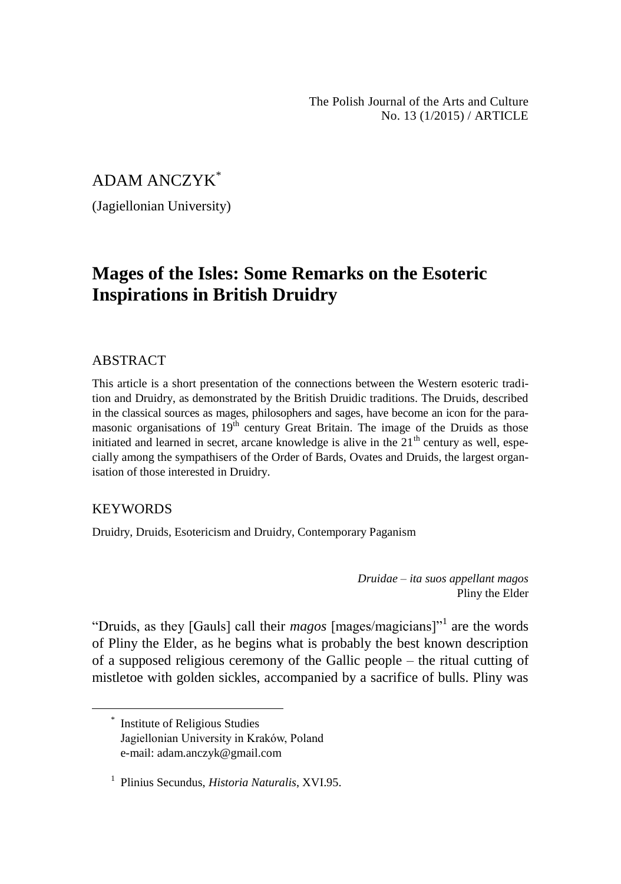ADAM ANCZYK[*]

(Jagiellonian University)

# Mages of the Isles: Some Remarks on the Esoteric Inspirations in British Druidry

## ABSTRACT

This article is a short presentation of the connections between the Western esoteric tradition and Druidry, as demonstrated by the British Druidic traditions. The Druids, described in the classical sources as mages, philosophers and sages, have become an icon for the paramasonic organisations of 19th century Great Britain. The image of the Druids as those initiated and learned in secret, arcane knowledge is alive in the 21th century as well, especially among the sympathisers of the Order of Bards, Ovates and Druids, the largest organisation of those interested in Druidry.

## KEYWORDS

Druidry, Druids, Esotericism and Druidry, Contemporary Paganism

*Druidae – ita suos appellant magos*
Pliny the Elder

"Druids, as they [Gauls] call their *magos* [mages/magicians]"[1] are the words of Pliny the Elder, as he begins what is probably the best known description of a supposed religious ceremony of the Gallic people – the ritual cutting of mistletoe with golden sickles, accompanied by a sacrifice of bulls. Pliny was

---

[*] Institute of Religious Studies
Jagiellonian University in Kraków, Poland
e-mail: adam.anczyk@gmail.com

[1] Plinius Secundus, *Historia Naturalis*, XVI.95.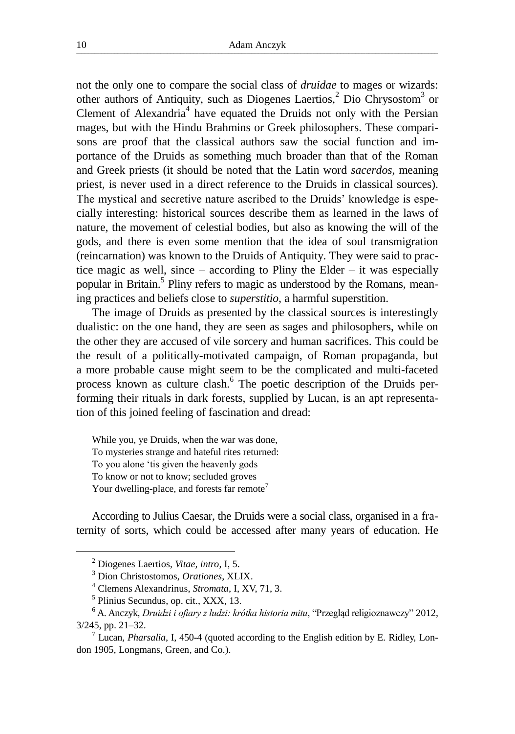not the only one to compare the social class of *druidae* to mages or wizards: other authors of Antiquity, such as Diogenes Laertios,[2] Dio Chrysostom[3] or Clement of Alexandria[4] have equated the Druids not only with the Persian mages, but with the Hindu Brahmins or Greek philosophers. These comparisons are proof that the classical authors saw the social function and importance of the Druids as something much broader than that of the Roman and Greek priests (it should be noted that the Latin word *sacerdos*, meaning priest, is never used in a direct reference to the Druids in classical sources). The mystical and secretive nature ascribed to the Druids' knowledge is especially interesting: historical sources describe them as learned in the laws of nature, the movement of celestial bodies, but also as knowing the will of the gods, and there is even some mention that the idea of soul transmigration (reincarnation) was known to the Druids of Antiquity. They were said to practice magic as well, since – according to Pliny the Elder – it was especially popular in Britain.[5] Pliny refers to magic as understood by the Romans, meaning practices and beliefs close to *superstitio*, a harmful superstition.

The image of Druids as presented by the classical sources is interestingly dualistic: on the one hand, they are seen as sages and philosophers, while on the other they are accused of vile sorcery and human sacrifices. This could be the result of a politically-motivated campaign, of Roman propaganda, but a more probable cause might seem to be the complicated and multi-faceted process known as culture clash.[6] The poetic description of the Druids performing their rituals in dark forests, supplied by Lucan, is an apt representation of this joined feeling of fascination and dread:

> While you, ye Druids, when the war was done,
> To mysteries strange and hateful rites returned:
> To you alone 'tis given the heavenly gods
> To know or not to know; secluded groves
> Your dwelling-place, and forests far remote[7]

According to Julius Caesar, the Druids were a social class, organised in a fraternity of sorts, which could be accessed after many years of education. He

---

[2] Diogenes Laertios, *Vitae, intro*, I, 5.

[3] Dion Christostomos, *Orationes*, XLIX.

[4] Clemens Alexandrinus, *Stromata*, I, XV, 71, 3.

[5] Plinius Secundus, op. cit., XXX, 13.

[6] A. Anczyk, *Druidzi i ofiary z ludzi: krótka historia mitu*, "Przegląd religioznawczy" 2012, 3/245, pp. 21–32.

[7] Lucan, *Pharsalia*, I, 450-4 (quoted according to the English edition by E. Ridley, London 1905, Longmans, Green, and Co.).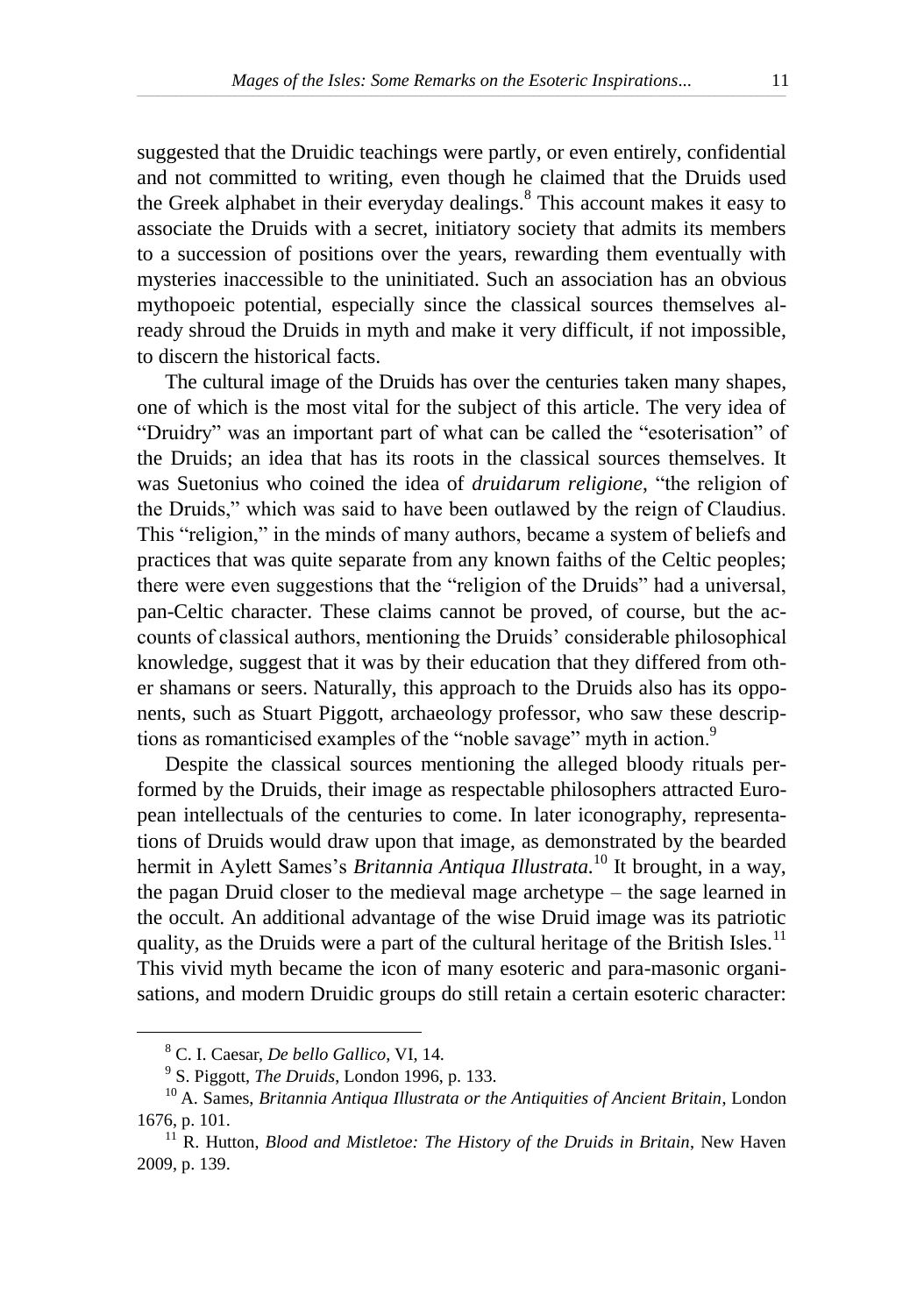suggested that the Druidic teachings were partly, or even entirely, confidential and not committed to writing, even though he claimed that the Druids used the Greek alphabet in their everyday dealings.[8] This account makes it easy to associate the Druids with a secret, initiatory society that admits its members to a succession of positions over the years, rewarding them eventually with mysteries inaccessible to the uninitiated. Such an association has an obvious mythopoeic potential, especially since the classical sources themselves already shroud the Druids in myth and make it very difficult, if not impossible, to discern the historical facts.

The cultural image of the Druids has over the centuries taken many shapes, one of which is the most vital for the subject of this article. The very idea of "Druidry" was an important part of what can be called the "esoterisation" of the Druids; an idea that has its roots in the classical sources themselves. It was Suetonius who coined the idea of *druidarum religione*, "the religion of the Druids," which was said to have been outlawed by the reign of Claudius. This "religion," in the minds of many authors, became a system of beliefs and practices that was quite separate from any known faiths of the Celtic peoples; there were even suggestions that the "religion of the Druids" had a universal, pan-Celtic character. These claims cannot be proved, of course, but the accounts of classical authors, mentioning the Druids' considerable philosophical knowledge, suggest that it was by their education that they differed from other shamans or seers. Naturally, this approach to the Druids also has its opponents, such as Stuart Piggott, archaeology professor, who saw these descriptions as romanticised examples of the "noble savage" myth in action.[9]

Despite the classical sources mentioning the alleged bloody rituals performed by the Druids, their image as respectable philosophers attracted European intellectuals of the centuries to come. In later iconography, representations of Druids would draw upon that image, as demonstrated by the bearded hermit in Aylett Sames's *Britannia Antiqua Illustrata.*[10] It brought, in a way, the pagan Druid closer to the medieval mage archetype – the sage learned in the occult. An additional advantage of the wise Druid image was its patriotic quality, as the Druids were a part of the cultural heritage of the British Isles.[11] This vivid myth became the icon of many esoteric and para-masonic organisations, and modern Druidic groups do still retain a certain esoteric character:

---

[8] C. I. Caesar, *De bello Gallico*, VI, 14.

[9] S. Piggott, *The Druids*, London 1996, p. 133.

[10] A. Sames, *Britannia Antiqua Illustrata or the Antiquities of Ancient Britain*, London 1676, p. 101.

[11] R. Hutton, *Blood and Mistletoe: The History of the Druids in Britain*, New Haven 2009, p. 139.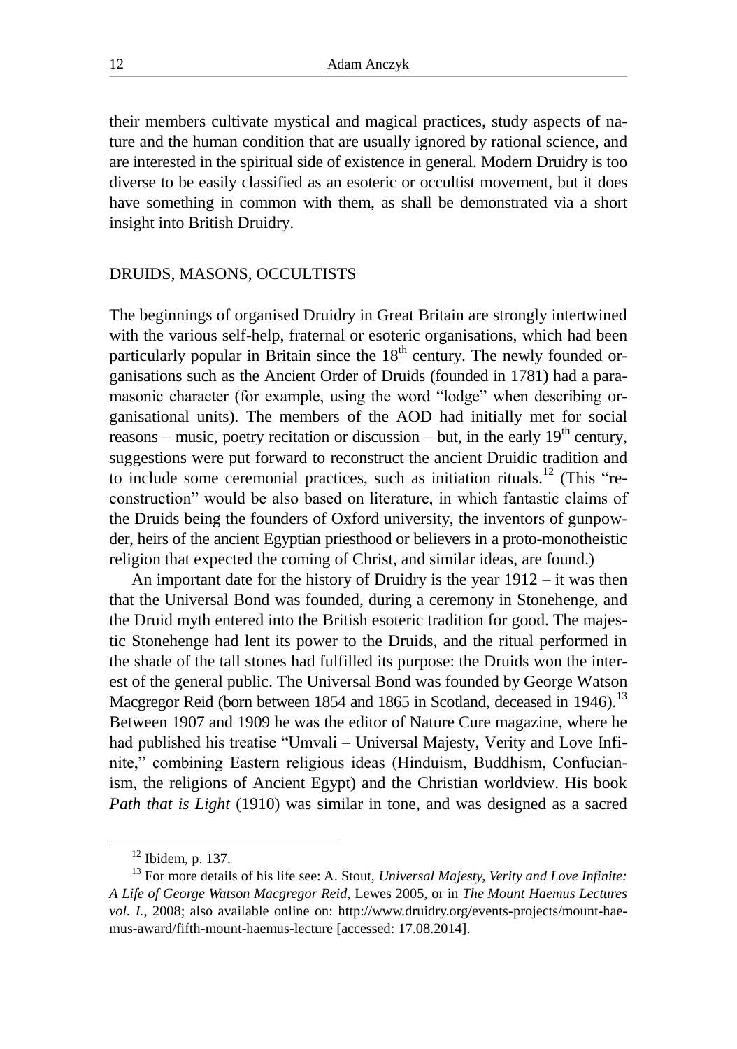their members cultivate mystical and magical practices, study aspects of nature and the human condition that are usually ignored by rational science, and are interested in the spiritual side of existence in general. Modern Druidry is too diverse to be easily classified as an esoteric or occultist movement, but it does have something in common with them, as shall be demonstrated via a short insight into British Druidry.

## DRUIDS, MASONS, OCCULTISTS

The beginnings of organised Druidry in Great Britain are strongly intertwined with the various self-help, fraternal or esoteric organisations, which had been particularly popular in Britain since the 18th century. The newly founded organisations such as the Ancient Order of Druids (founded in 1781) had a paramasonic character (for example, using the word "lodge" when describing organisational units). The members of the AOD had initially met for social reasons – music, poetry recitation or discussion – but, in the early 19th century, suggestions were put forward to reconstruct the ancient Druidic tradition and to include some ceremonial practices, such as initiation rituals.[12] (This "reconstruction" would be also based on literature, in which fantastic claims of the Druids being the founders of Oxford university, the inventors of gunpowder, heirs of the ancient Egyptian priesthood or believers in a proto-monotheistic religion that expected the coming of Christ, and similar ideas, are found.)

An important date for the history of Druidry is the year 1912 – it was then that the Universal Bond was founded, during a ceremony in Stonehenge, and the Druid myth entered into the British esoteric tradition for good. The majestic Stonehenge had lent its power to the Druids, and the ritual performed in the shade of the tall stones had fulfilled its purpose: the Druids won the interest of the general public. The Universal Bond was founded by George Watson Macgregor Reid (born between 1854 and 1865 in Scotland, deceased in 1946).[13] Between 1907 and 1909 he was the editor of Nature Cure magazine, where he had published his treatise "Umvali – Universal Majesty, Verity and Love Infinite," combining Eastern religious ideas (Hinduism, Buddhism, Confucianism, the religions of Ancient Egypt) and the Christian worldview. His book *Path that is Light* (1910) was similar in tone, and was designed as a sacred

---

[12] Ibidem, p. 137.

[13] For more details of his life see: A. Stout, *Universal Majesty, Verity and Love Infinite: A Life of George Watson Macgregor Reid*, Lewes 2005, or in *The Mount Haemus Lectures vol. I.*, 2008; also available online on: http://www.druidry.org/events-projects/mount-haemus-award/fifth-mount-haemus-lecture [accessed: 17.08.2014].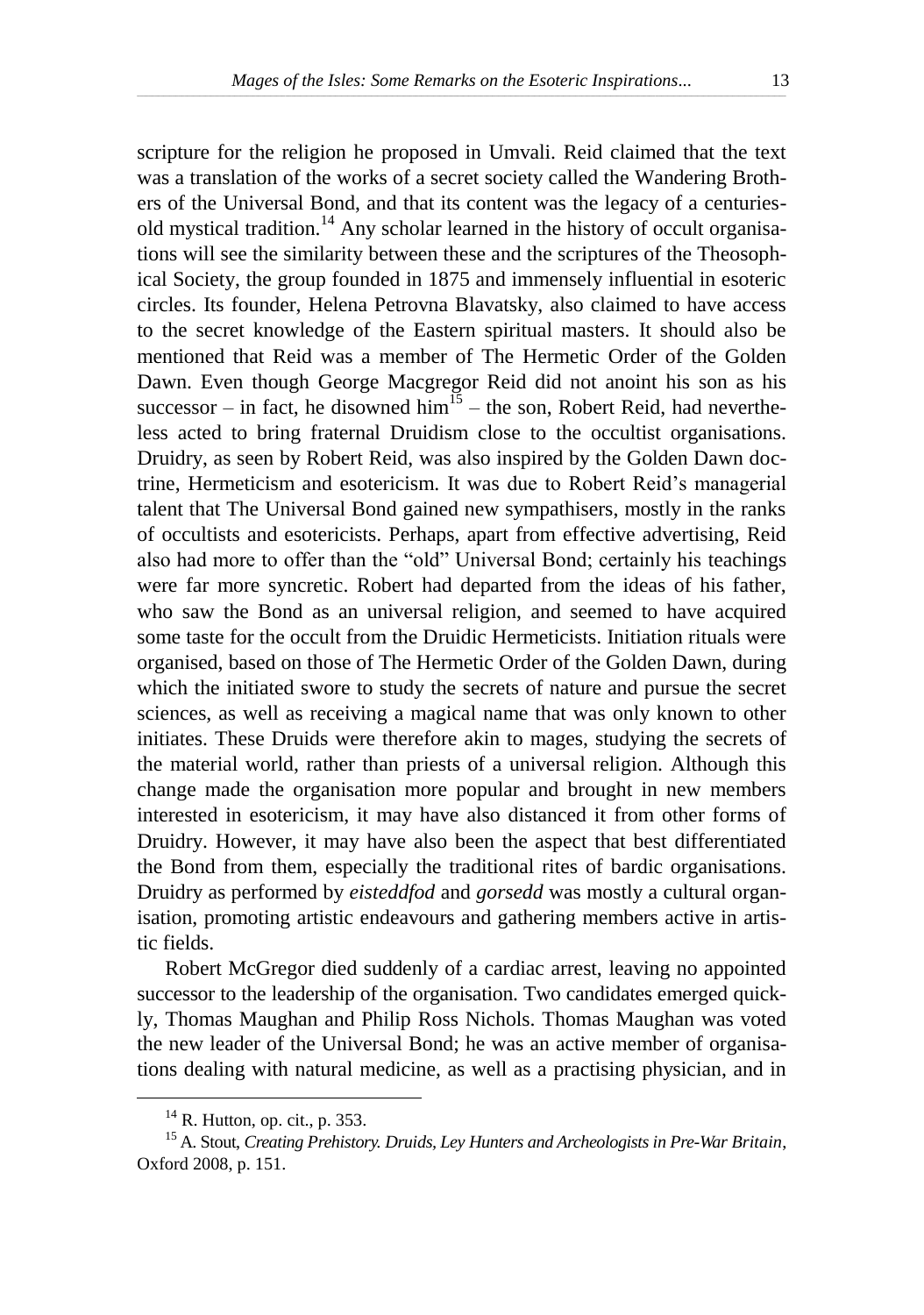scripture for the religion he proposed in Umvali. Reid claimed that the text was a translation of the works of a secret society called the Wandering Brothers of the Universal Bond, and that its content was the legacy of a centuries-old mystical tradition.[14] Any scholar learned in the history of occult organisations will see the similarity between these and the scriptures of the Theosophical Society, the group founded in 1875 and immensely influential in esoteric circles. Its founder, Helena Petrovna Blavatsky, also claimed to have access to the secret knowledge of the Eastern spiritual masters. It should also be mentioned that Reid was a member of The Hermetic Order of the Golden Dawn. Even though George Macgregor Reid did not anoint his son as his successor – in fact, he disowned him[15] – the son, Robert Reid, had nevertheless acted to bring fraternal Druidism close to the occultist organisations. Druidry, as seen by Robert Reid, was also inspired by the Golden Dawn doctrine, Hermeticism and esotericism. It was due to Robert Reid's managerial talent that The Universal Bond gained new sympathisers, mostly in the ranks of occultists and esotericists. Perhaps, apart from effective advertising, Reid also had more to offer than the "old" Universal Bond; certainly his teachings were far more syncretic. Robert had departed from the ideas of his father, who saw the Bond as an universal religion, and seemed to have acquired some taste for the occult from the Druidic Hermeticists. Initiation rituals were organised, based on those of The Hermetic Order of the Golden Dawn, during which the initiated swore to study the secrets of nature and pursue the secret sciences, as well as receiving a magical name that was only known to other initiates. These Druids were therefore akin to mages, studying the secrets of the material world, rather than priests of a universal religion. Although this change made the organisation more popular and brought in new members interested in esotericism, it may have also distanced it from other forms of Druidry. However, it may have also been the aspect that best differentiated the Bond from them, especially the traditional rites of bardic organisations. Druidry as performed by *eisteddfod* and *gorsedd* was mostly a cultural organisation, promoting artistic endeavours and gathering members active in artistic fields.

Robert McGregor died suddenly of a cardiac arrest, leaving no appointed successor to the leadership of the organisation. Two candidates emerged quickly, Thomas Maughan and Philip Ross Nichols. Thomas Maughan was voted the new leader of the Universal Bond; he was an active member of organisations dealing with natural medicine, as well as a practising physician, and in

---

[14] R. Hutton, op. cit., p. 353.

[15] A. Stout, *Creating Prehistory. Druids, Ley Hunters and Archeologists in Pre-War Britain*, Oxford 2008, p. 151.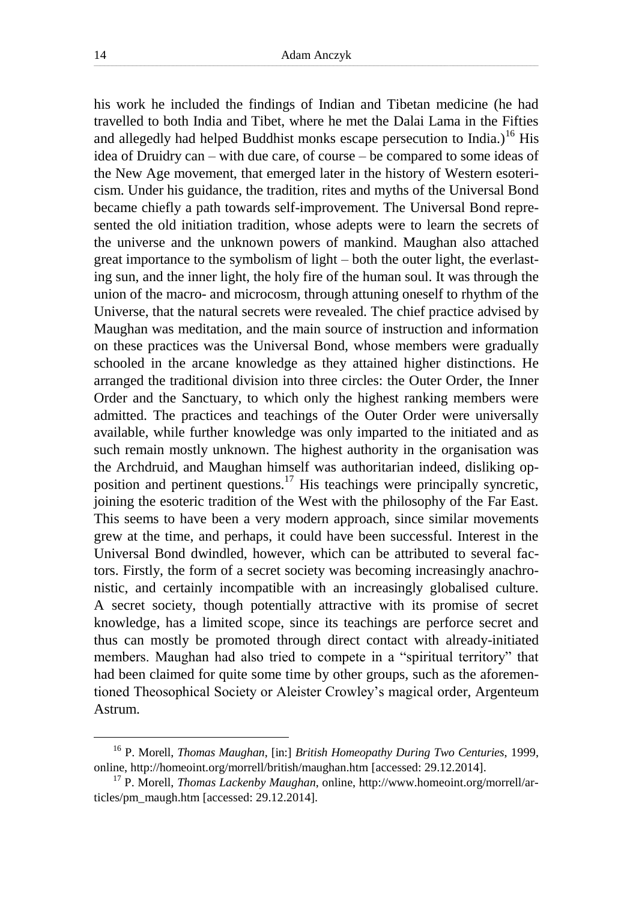his work he included the findings of Indian and Tibetan medicine (he had travelled to both India and Tibet, where he met the Dalai Lama in the Fifties and allegedly had helped Buddhist monks escape persecution to India.)[16] His idea of Druidry can – with due care, of course – be compared to some ideas of the New Age movement, that emerged later in the history of Western esotericism. Under his guidance, the tradition, rites and myths of the Universal Bond became chiefly a path towards self-improvement. The Universal Bond represented the old initiation tradition, whose adepts were to learn the secrets of the universe and the unknown powers of mankind. Maughan also attached great importance to the symbolism of light – both the outer light, the everlasting sun, and the inner light, the holy fire of the human soul. It was through the union of the macro- and microcosm, through attuning oneself to rhythm of the Universe, that the natural secrets were revealed. The chief practice advised by Maughan was meditation, and the main source of instruction and information on these practices was the Universal Bond, whose members were gradually schooled in the arcane knowledge as they attained higher distinctions. He arranged the traditional division into three circles: the Outer Order, the Inner Order and the Sanctuary, to which only the highest ranking members were admitted. The practices and teachings of the Outer Order were universally available, while further knowledge was only imparted to the initiated and as such remain mostly unknown. The highest authority in the organisation was the Archdruid, and Maughan himself was authoritarian indeed, disliking opposition and pertinent questions.[17] His teachings were principally syncretic, joining the esoteric tradition of the West with the philosophy of the Far East. This seems to have been a very modern approach, since similar movements grew at the time, and perhaps, it could have been successful. Interest in the Universal Bond dwindled, however, which can be attributed to several factors. Firstly, the form of a secret society was becoming increasingly anachronistic, and certainly incompatible with an increasingly globalised culture. A secret society, though potentially attractive with its promise of secret knowledge, has a limited scope, since its teachings are perforce secret and thus can mostly be promoted through direct contact with already-initiated members. Maughan had also tried to compete in a "spiritual territory" that had been claimed for quite some time by other groups, such as the aforementioned Theosophical Society or Aleister Crowley's magical order, Argenteum Astrum.

---

[16] P. Morell, *Thomas Maughan*, [in:] *British Homeopathy During Two Centuries*, 1999, online, http://homeoint.org/morrell/british/maughan.htm [accessed: 29.12.2014].

[17] P. Morell, *Thomas Lackenby Maughan*, online, http://www.homeoint.org/morrell/articles/pm_maugh.htm [accessed: 29.12.2014].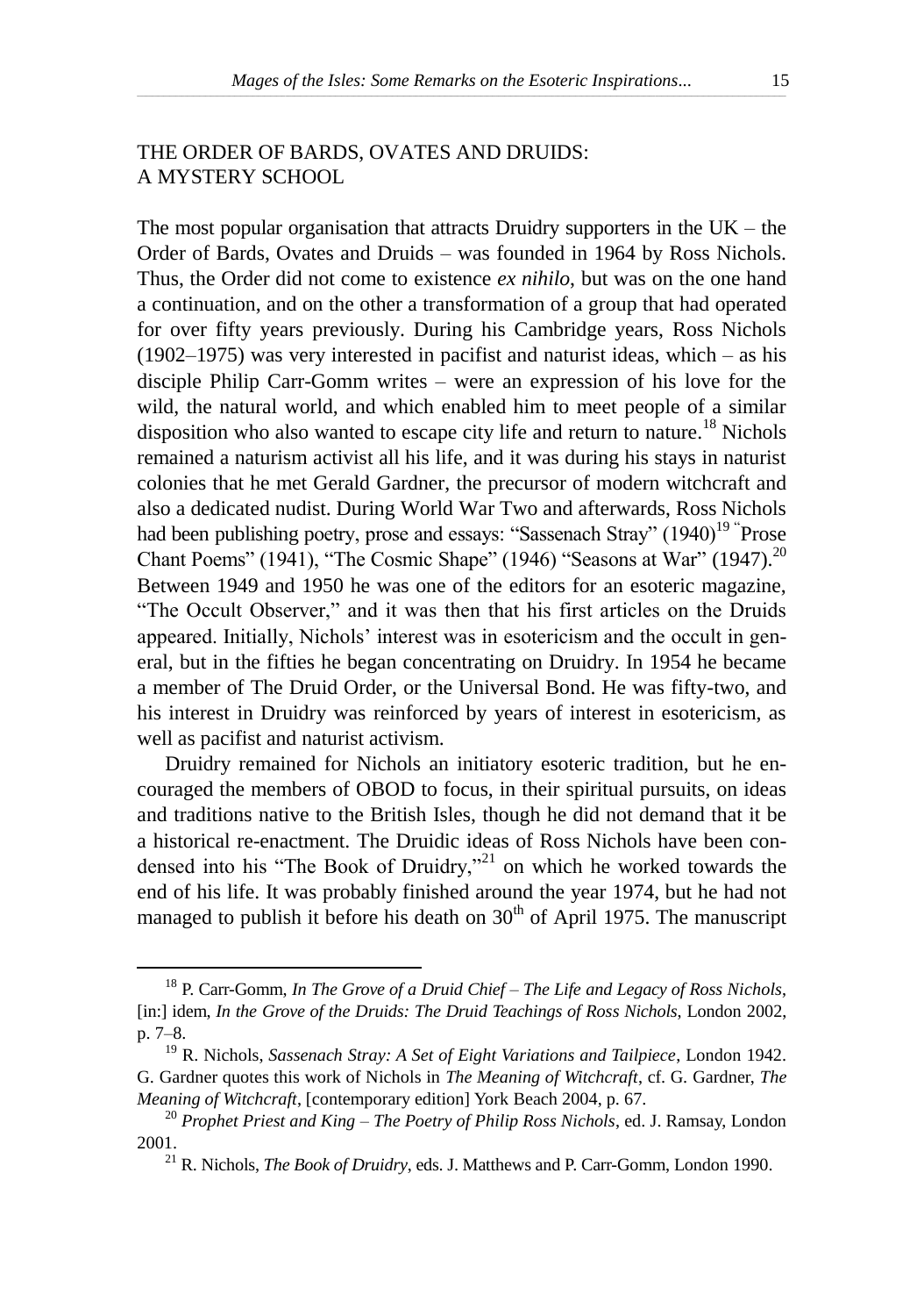## THE ORDER OF BARDS, OVATES AND DRUIDS: A MYSTERY SCHOOL

The most popular organisation that attracts Druidry supporters in the UK – the Order of Bards, Ovates and Druids – was founded in 1964 by Ross Nichols. Thus, the Order did not come to existence *ex nihilo*, but was on the one hand a continuation, and on the other a transformation of a group that had operated for over fifty years previously. During his Cambridge years, Ross Nichols (1902–1975) was very interested in pacifist and naturist ideas, which – as his disciple Philip Carr-Gomm writes – were an expression of his love for the wild, the natural world, and which enabled him to meet people of a similar disposition who also wanted to escape city life and return to nature.[18] Nichols remained a naturism activist all his life, and it was during his stays in naturist colonies that he met Gerald Gardner, the precursor of modern witchcraft and also a dedicated nudist. During World War Two and afterwards, Ross Nichols had been publishing poetry, prose and essays: "Sassenach Stray" (1940)[19] "Prose Chant Poems" (1941), "The Cosmic Shape" (1946) "Seasons at War" (1947).[20] Between 1949 and 1950 he was one of the editors for an esoteric magazine, "The Occult Observer," and it was then that his first articles on the Druids appeared. Initially, Nichols' interest was in esotericism and the occult in general, but in the fifties he began concentrating on Druidry. In 1954 he became a member of The Druid Order, or the Universal Bond. He was fifty-two, and his interest in Druidry was reinforced by years of interest in esotericism, as well as pacifist and naturist activism.

Druidry remained for Nichols an initiatory esoteric tradition, but he encouraged the members of OBOD to focus, in their spiritual pursuits, on ideas and traditions native to the British Isles, though he did not demand that it be a historical re-enactment. The Druidic ideas of Ross Nichols have been condensed into his "The Book of Druidry,"[21] on which he worked towards the end of his life. It was probably finished around the year 1974, but he had not managed to publish it before his death on 30th of April 1975. The manuscript

---

[18] P. Carr-Gomm, *In The Grove of a Druid Chief – The Life and Legacy of Ross Nichols*, [in:] idem, *In the Grove of the Druids: The Druid Teachings of Ross Nichols*, London 2002, p. 7–8.

[19] R. Nichols, *Sassenach Stray: A Set of Eight Variations and Tailpiece*, London 1942. G. Gardner quotes this work of Nichols in *The Meaning of Witchcraft*, cf. G. Gardner, *The Meaning of Witchcraft*, [contemporary edition] York Beach 2004, p. 67.

[20] *Prophet Priest and King – The Poetry of Philip Ross Nichols*, ed. J. Ramsay, London 2001.

[21] R. Nichols, *The Book of Druidry*, eds. J. Matthews and P. Carr-Gomm, London 1990.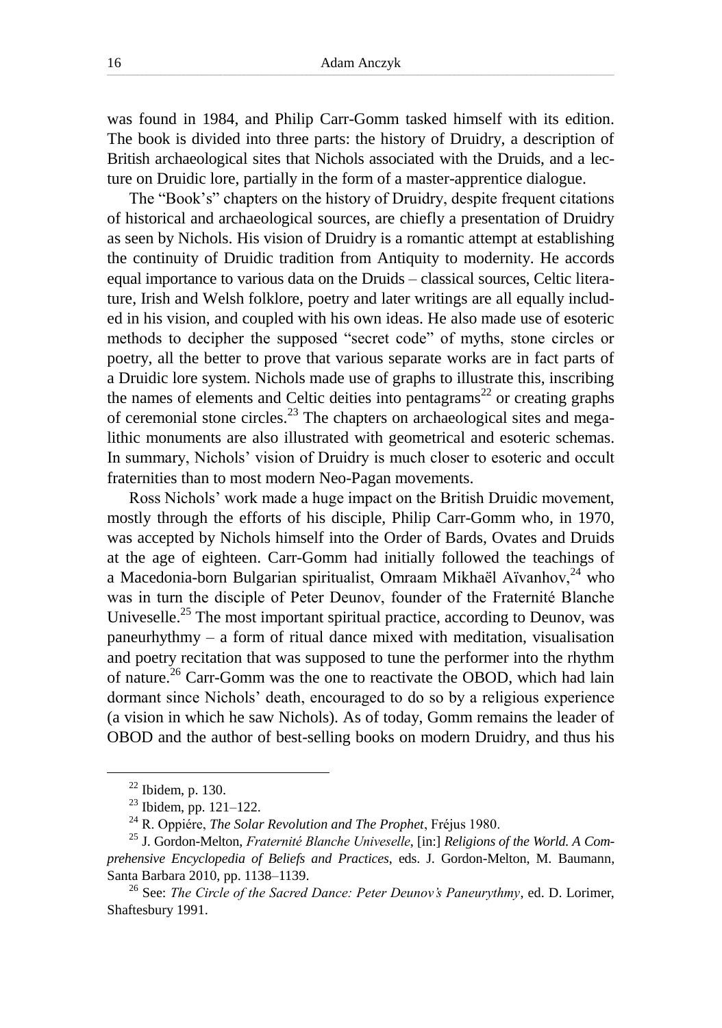was found in 1984, and Philip Carr-Gomm tasked himself with its edition. The book is divided into three parts: the history of Druidry, a description of British archaeological sites that Nichols associated with the Druids, and a lecture on Druidic lore, partially in the form of a master-apprentice dialogue.

The "Book's" chapters on the history of Druidry, despite frequent citations of historical and archaeological sources, are chiefly a presentation of Druidry as seen by Nichols. His vision of Druidry is a romantic attempt at establishing the continuity of Druidic tradition from Antiquity to modernity. He accords equal importance to various data on the Druids – classical sources, Celtic literature, Irish and Welsh folklore, poetry and later writings are all equally included in his vision, and coupled with his own ideas. He also made use of esoteric methods to decipher the supposed "secret code" of myths, stone circles or poetry, all the better to prove that various separate works are in fact parts of a Druidic lore system. Nichols made use of graphs to illustrate this, inscribing the names of elements and Celtic deities into pentagrams[22] or creating graphs of ceremonial stone circles.[23] The chapters on archaeological sites and megalithic monuments are also illustrated with geometrical and esoteric schemas. In summary, Nichols' vision of Druidry is much closer to esoteric and occult fraternities than to most modern Neo-Pagan movements.

Ross Nichols' work made a huge impact on the British Druidic movement, mostly through the efforts of his disciple, Philip Carr-Gomm who, in 1970, was accepted by Nichols himself into the Order of Bards, Ovates and Druids at the age of eighteen. Carr-Gomm had initially followed the teachings of a Macedonia-born Bulgarian spiritualist, Omraam Mikhaël Aïvanhov,[24] who was in turn the disciple of Peter Deunov, founder of the Fraternité Blanche Univeselle.[25] The most important spiritual practice, according to Deunov, was paneurhythmy – a form of ritual dance mixed with meditation, visualisation and poetry recitation that was supposed to tune the performer into the rhythm of nature.[26] Carr-Gomm was the one to reactivate the OBOD, which had lain dormant since Nichols' death, encouraged to do so by a religious experience (a vision in which he saw Nichols). As of today, Gomm remains the leader of OBOD and the author of best-selling books on modern Druidry, and thus his

---

[22] Ibidem, p. 130.

[23] Ibidem, pp. 121–122.

[24] R. Oppiére, *The Solar Revolution and The Prophet*, Fréjus 1980.

[25] J. Gordon-Melton, *Fraternité Blanche Univeselle*, [in:] *Religions of the World. A Comprehensive Encyclopedia of Beliefs and Practices*, eds. J. Gordon-Melton, M. Baumann, Santa Barbara 2010, pp. 1138–1139.

[26] See: *The Circle of the Sacred Dance: Peter Deunov's Paneurythmy*, ed. D. Lorimer, Shaftesbury 1991.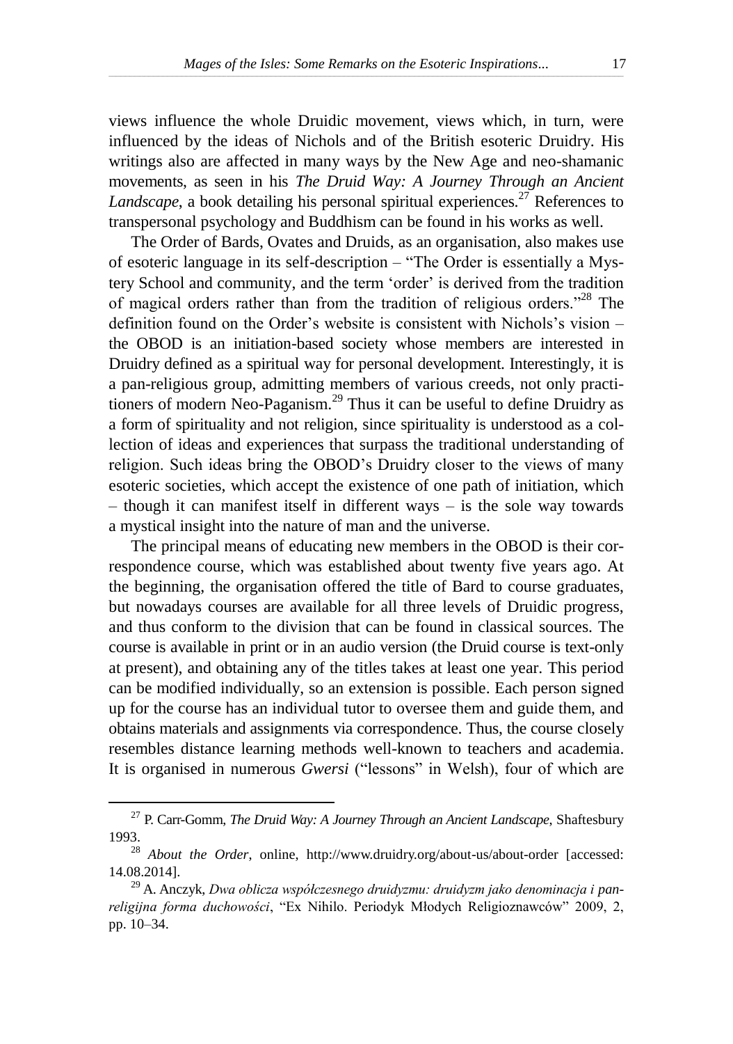views influence the whole Druidic movement, views which, in turn, were influenced by the ideas of Nichols and of the British esoteric Druidry. His writings also are affected in many ways by the New Age and neo-shamanic movements, as seen in his *The Druid Way: A Journey Through an Ancient Landscape*, a book detailing his personal spiritual experiences.[27] References to transpersonal psychology and Buddhism can be found in his works as well.

The Order of Bards, Ovates and Druids, as an organisation, also makes use of esoteric language in its self-description – "The Order is essentially a Mystery School and community, and the term 'order' is derived from the tradition of magical orders rather than from the tradition of religious orders."[28] The definition found on the Order's website is consistent with Nichols's vision – the OBOD is an initiation-based society whose members are interested in Druidry defined as a spiritual way for personal development. Interestingly, it is a pan-religious group, admitting members of various creeds, not only practitioners of modern Neo-Paganism.[29] Thus it can be useful to define Druidry as a form of spirituality and not religion, since spirituality is understood as a collection of ideas and experiences that surpass the traditional understanding of religion. Such ideas bring the OBOD's Druidry closer to the views of many esoteric societies, which accept the existence of one path of initiation, which – though it can manifest itself in different ways – is the sole way towards a mystical insight into the nature of man and the universe.

The principal means of educating new members in the OBOD is their correspondence course, which was established about twenty five years ago. At the beginning, the organisation offered the title of Bard to course graduates, but nowadays courses are available for all three levels of Druidic progress, and thus conform to the division that can be found in classical sources. The course is available in print or in an audio version (the Druid course is text-only at present), and obtaining any of the titles takes at least one year. This period can be modified individually, so an extension is possible. Each person signed up for the course has an individual tutor to oversee them and guide them, and obtains materials and assignments via correspondence. Thus, the course closely resembles distance learning methods well-known to teachers and academia. It is organised in numerous *Gwersi* ("lessons" in Welsh), four of which are

[27] P. Carr-Gomm, *The Druid Way: A Journey Through an Ancient Landscape*, Shaftesbury 1993.

[28] *About the Order*, online, http://www.druidry.org/about-us/about-order [accessed: 14.08.2014].

[29] A. Anczyk, *Dwa oblicza współczesnego druidyzmu: druidyzm jako denominacja i panreligijna forma duchowości*, "Ex Nihilo. Periodyk Młodych Religioznawców" 2009, 2, pp. 10–34.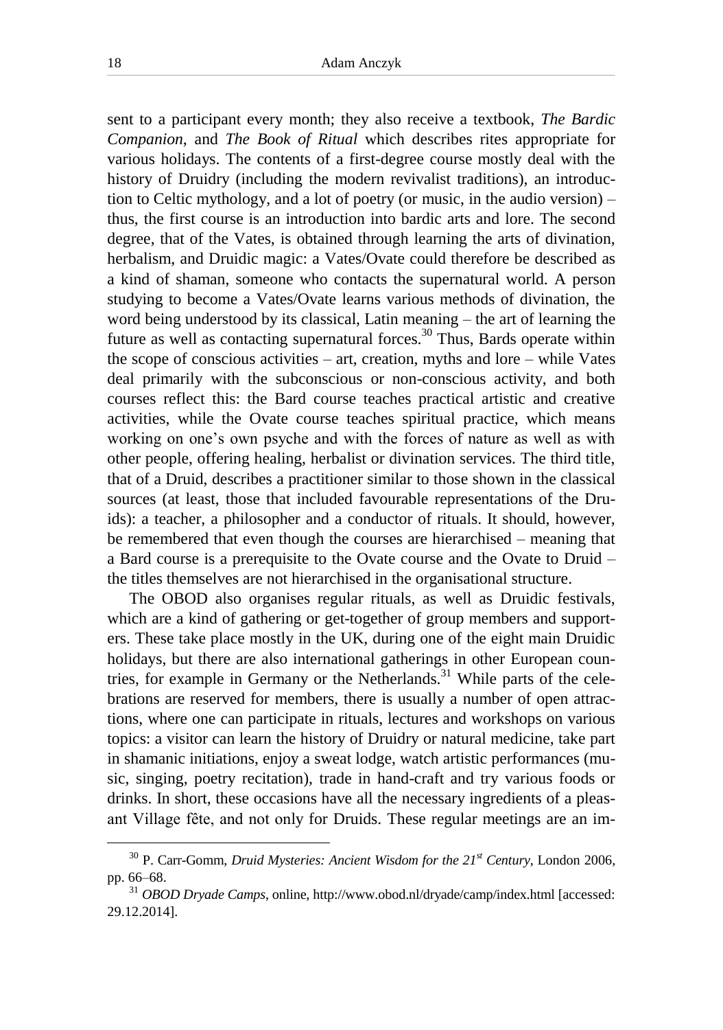sent to a participant every month; they also receive a textbook, *The Bardic Companion*, and *The Book of Ritual* which describes rites appropriate for various holidays. The contents of a first-degree course mostly deal with the history of Druidry (including the modern revivalist traditions), an introduction to Celtic mythology, and a lot of poetry (or music, in the audio version) – thus, the first course is an introduction into bardic arts and lore. The second degree, that of the Vates, is obtained through learning the arts of divination, herbalism, and Druidic magic: a Vates/Ovate could therefore be described as a kind of shaman, someone who contacts the supernatural world. A person studying to become a Vates/Ovate learns various methods of divination, the word being understood by its classical, Latin meaning – the art of learning the future as well as contacting supernatural forces.[30] Thus, Bards operate within the scope of conscious activities – art, creation, myths and lore – while Vates deal primarily with the subconscious or non-conscious activity, and both courses reflect this: the Bard course teaches practical artistic and creative activities, while the Ovate course teaches spiritual practice, which means working on one's own psyche and with the forces of nature as well as with other people, offering healing, herbalist or divination services. The third title, that of a Druid, describes a practitioner similar to those shown in the classical sources (at least, those that included favourable representations of the Druids): a teacher, a philosopher and a conductor of rituals. It should, however, be remembered that even though the courses are hierarchised – meaning that a Bard course is a prerequisite to the Ovate course and the Ovate to Druid – the titles themselves are not hierarchised in the organisational structure.

The OBOD also organises regular rituals, as well as Druidic festivals, which are a kind of gathering or get-together of group members and supporters. These take place mostly in the UK, during one of the eight main Druidic holidays, but there are also international gatherings in other European countries, for example in Germany or the Netherlands.[31] While parts of the celebrations are reserved for members, there is usually a number of open attractions, where one can participate in rituals, lectures and workshops on various topics: a visitor can learn the history of Druidry or natural medicine, take part in shamanic initiations, enjoy a sweat lodge, watch artistic performances (music, singing, poetry recitation), trade in hand-craft and try various foods or drinks. In short, these occasions have all the necessary ingredients of a pleasant Village fête, and not only for Druids. These regular meetings are an im-

---

[30] P. Carr-Gomm, *Druid Mysteries: Ancient Wisdom for the 21st Century*, London 2006, pp. 66–68.

[31] *OBOD Dryade Camps*, online, http://www.obod.nl/dryade/camp/index.html [accessed: 29.12.2014].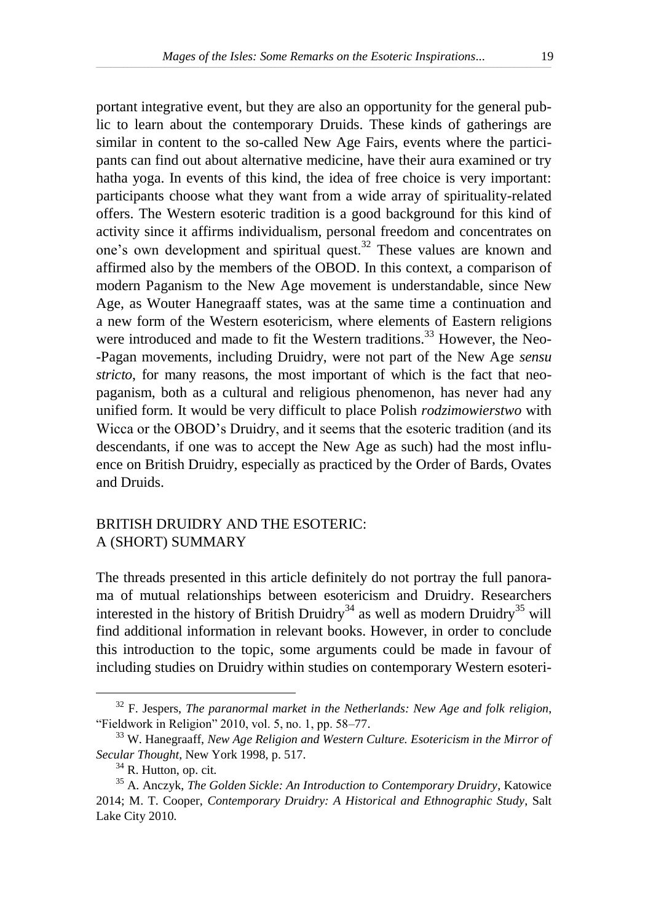portant integrative event, but they are also an opportunity for the general public to learn about the contemporary Druids. These kinds of gatherings are similar in content to the so-called New Age Fairs, events where the participants can find out about alternative medicine, have their aura examined or try hatha yoga. In events of this kind, the idea of free choice is very important: participants choose what they want from a wide array of spirituality-related offers. The Western esoteric tradition is a good background for this kind of activity since it affirms individualism, personal freedom and concentrates on one's own development and spiritual quest.[32] These values are known and affirmed also by the members of the OBOD. In this context, a comparison of modern Paganism to the New Age movement is understandable, since New Age, as Wouter Hanegraaff states, was at the same time a continuation and a new form of the Western esotericism, where elements of Eastern religions were introduced and made to fit the Western traditions.[33] However, the Neo-Pagan movements, including Druidry, were not part of the New Age *sensu stricto*, for many reasons, the most important of which is the fact that neopaganism, both as a cultural and religious phenomenon, has never had any unified form. It would be very difficult to place Polish *rodzimowierstwo* with Wicca or the OBOD's Druidry, and it seems that the esoteric tradition (and its descendants, if one was to accept the New Age as such) had the most influence on British Druidry, especially as practiced by the Order of Bards, Ovates and Druids.

## BRITISH DRUIDRY AND THE ESOTERIC: A (SHORT) SUMMARY

The threads presented in this article definitely do not portray the full panorama of mutual relationships between esotericism and Druidry. Researchers interested in the history of British Druidry[34] as well as modern Druidry[35] will find additional information in relevant books. However, in order to conclude this introduction to the topic, some arguments could be made in favour of including studies on Druidry within studies on contemporary Western esoteri-

---

[32] F. Jespers, *The paranormal market in the Netherlands: New Age and folk religion*, "Fieldwork in Religion" 2010, vol. 5, no. 1, pp. 58–77.

[33] W. Hanegraaff, *New Age Religion and Western Culture. Esotericism in the Mirror of Secular Thought*, New York 1998, p. 517.

[34] R. Hutton, op. cit.

[35] A. Anczyk, *The Golden Sickle: An Introduction to Contemporary Druidry*, Katowice 2014; M. T. Cooper, *Contemporary Druidry: A Historical and Ethnographic Study*, Salt Lake City 2010.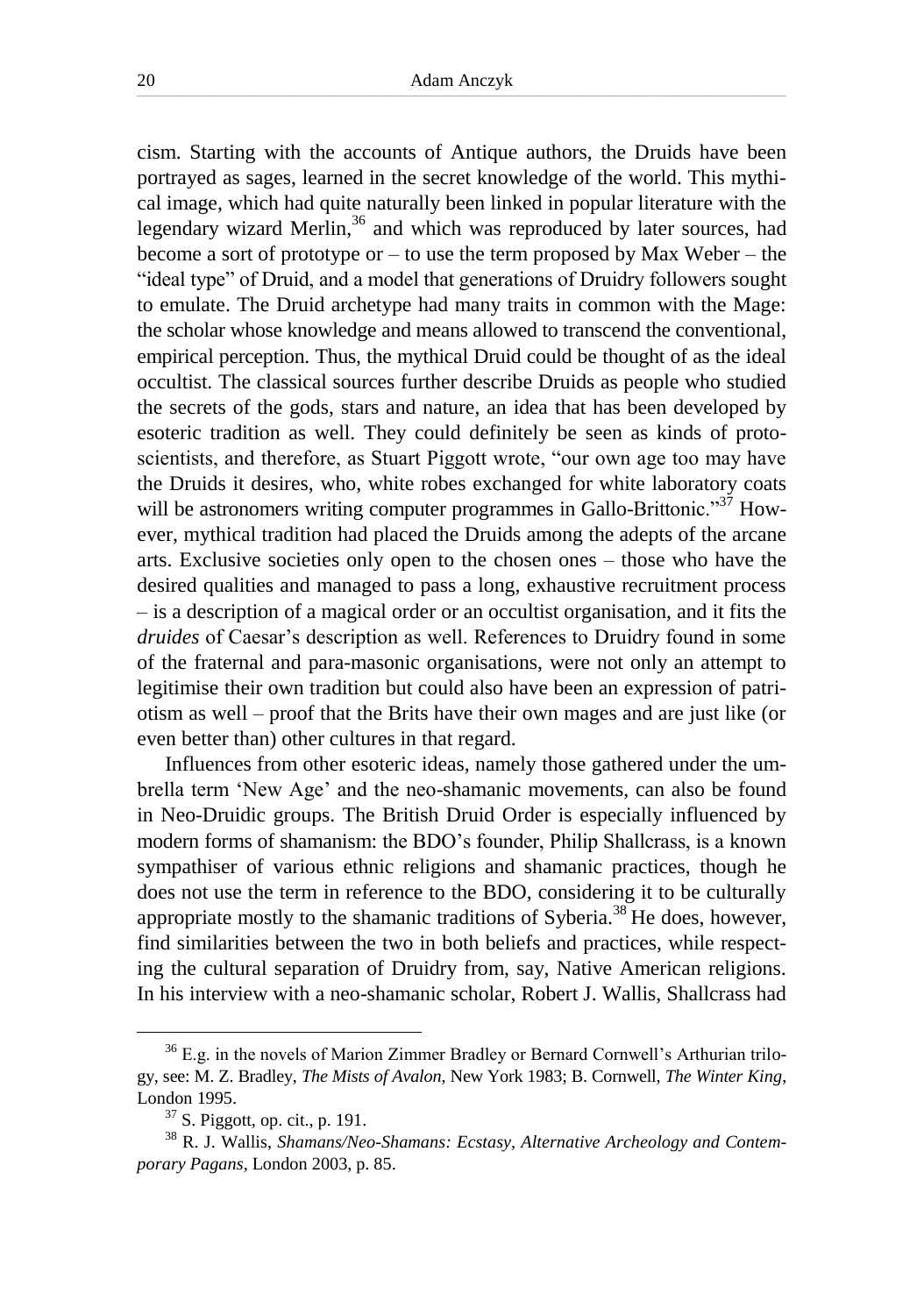cism. Starting with the accounts of Antique authors, the Druids have been portrayed as sages, learned in the secret knowledge of the world. This mythical image, which had quite naturally been linked in popular literature with the legendary wizard Merlin,[36] and which was reproduced by later sources, had become a sort of prototype or – to use the term proposed by Max Weber – the "ideal type" of Druid, and a model that generations of Druidry followers sought to emulate. The Druid archetype had many traits in common with the Mage: the scholar whose knowledge and means allowed to transcend the conventional, empirical perception. Thus, the mythical Druid could be thought of as the ideal occultist. The classical sources further describe Druids as people who studied the secrets of the gods, stars and nature, an idea that has been developed by esoteric tradition as well. They could definitely be seen as kinds of proto-scientists, and therefore, as Stuart Piggott wrote, "our own age too may have the Druids it desires, who, white robes exchanged for white laboratory coats will be astronomers writing computer programmes in Gallo-Brittonic."[37] However, mythical tradition had placed the Druids among the adepts of the arcane arts. Exclusive societies only open to the chosen ones – those who have the desired qualities and managed to pass a long, exhaustive recruitment process – is a description of a magical order or an occultist organisation, and it fits the *druides* of Caesar's description as well. References to Druidry found in some of the fraternal and para-masonic organisations, were not only an attempt to legitimise their own tradition but could also have been an expression of patriotism as well – proof that the Brits have their own mages and are just like (or even better than) other cultures in that regard.

Influences from other esoteric ideas, namely those gathered under the umbrella term 'New Age' and the neo-shamanic movements, can also be found in Neo-Druidic groups. The British Druid Order is especially influenced by modern forms of shamanism: the BDO's founder, Philip Shallcrass, is a known sympathiser of various ethnic religions and shamanic practices, though he does not use the term in reference to the BDO, considering it to be culturally appropriate mostly to the shamanic traditions of Syberia.[38] He does, however, find similarities between the two in both beliefs and practices, while respecting the cultural separation of Druidry from, say, Native American religions. In his interview with a neo-shamanic scholar, Robert J. Wallis, Shallcrass had

---

[36] E.g. in the novels of Marion Zimmer Bradley or Bernard Cornwell's Arthurian trilogy, see: M. Z. Bradley, *The Mists of Avalon*, New York 1983; B. Cornwell, *The Winter King*, London 1995.

[37] S. Piggott, op. cit., p. 191.

[38] R. J. Wallis, *Shamans/Neo-Shamans: Ecstasy, Alternative Archeology and Contemporary Pagans*, London 2003, p. 85.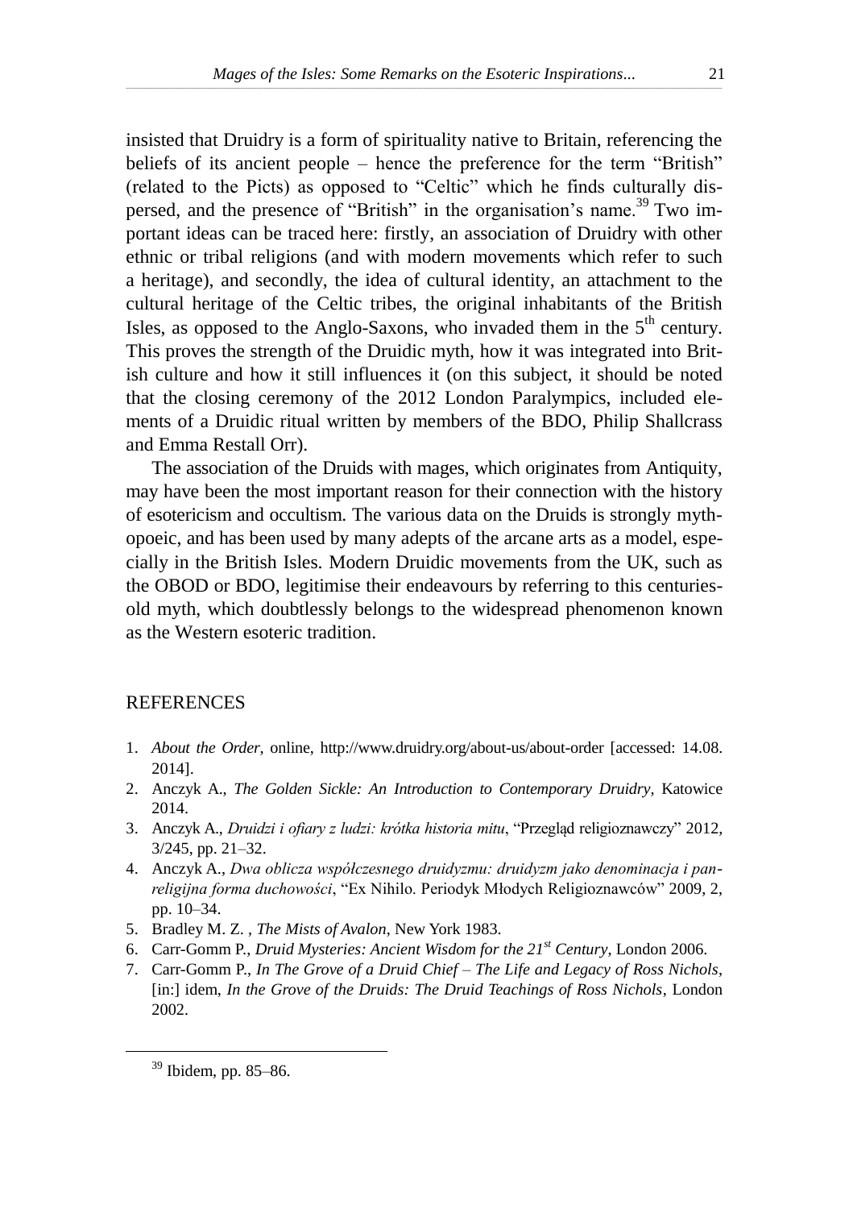insisted that Druidry is a form of spirituality native to Britain, referencing the beliefs of its ancient people – hence the preference for the term "British" (related to the Picts) as opposed to "Celtic" which he finds culturally dispersed, and the presence of "British" in the organisation's name.[39] Two important ideas can be traced here: firstly, an association of Druidry with other ethnic or tribal religions (and with modern movements which refer to such a heritage), and secondly, the idea of cultural identity, an attachment to the cultural heritage of the Celtic tribes, the original inhabitants of the British Isles, as opposed to the Anglo-Saxons, who invaded them in the 5th century. This proves the strength of the Druidic myth, how it was integrated into British culture and how it still influences it (on this subject, it should be noted that the closing ceremony of the 2012 London Paralympics, included elements of a Druidic ritual written by members of the BDO, Philip Shallcrass and Emma Restall Orr).

The association of the Druids with mages, which originates from Antiquity, may have been the most important reason for their connection with the history of esotericism and occultism. The various data on the Druids is strongly mythopoeic, and has been used by many adepts of the arcane arts as a model, especially in the British Isles. Modern Druidic movements from the UK, such as the OBOD or BDO, legitimise their endeavours by referring to this centuries-old myth, which doubtlessly belongs to the widespread phenomenon known as the Western esoteric tradition.

## REFERENCES

1. *About the Order*, online, http://www.druidry.org/about-us/about-order [accessed: 14.08. 2014].
2. Anczyk A., *The Golden Sickle: An Introduction to Contemporary Druidry*, Katowice 2014.
3. Anczyk A., *Druidzi i ofiary z ludzi: krótka historia mitu*, "Przegląd religioznawczy" 2012, 3/245, pp. 21–32.
4. Anczyk A., *Dwa oblicza współczesnego druidyzmu: druidyzm jako denominacja i pan-religijna forma duchowości*, "Ex Nihilo. Periodyk Młodych Religioznawców" 2009, 2, pp. 10–34.
5. Bradley M. Z. , *The Mists of Avalon*, New York 1983.
6. Carr-Gomm P., *Druid Mysteries: Ancient Wisdom for the 21st Century*, London 2006.
7. Carr-Gomm P., *In The Grove of a Druid Chief – The Life and Legacy of Ross Nichols*, [in:] idem, *In the Grove of the Druids: The Druid Teachings of Ross Nichols*, London 2002.

---

[39] Ibidem, pp. 85–86.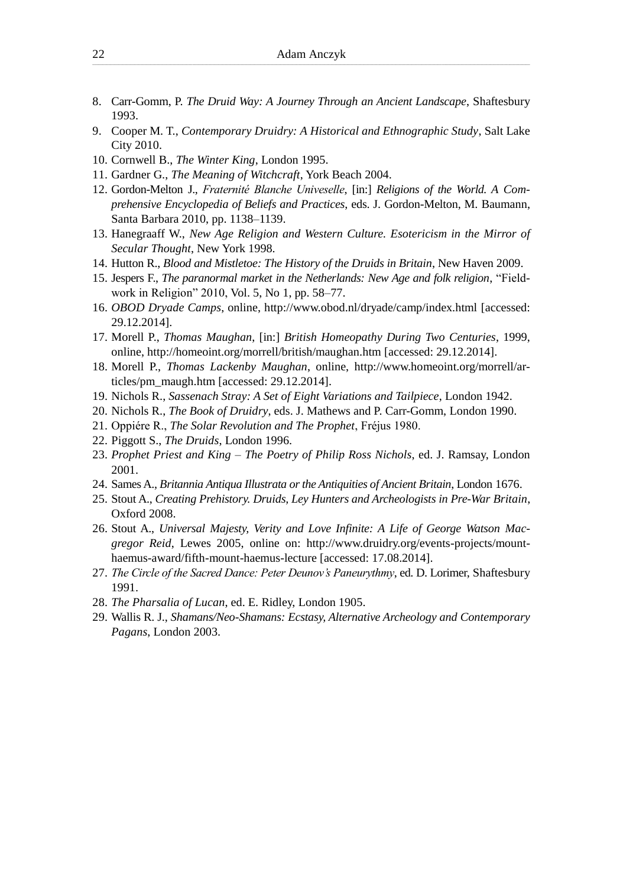8. Carr-Gomm, P. *The Druid Way: A Journey Through an Ancient Landscape*, Shaftesbury 1993.
9. Cooper M. T., *Contemporary Druidry: A Historical and Ethnographic Study*, Salt Lake City 2010.
10. Cornwell B., *The Winter King*, London 1995.
11. Gardner G., *The Meaning of Witchcraft*, York Beach 2004.
12. Gordon-Melton J., *Fraternité Blanche Univeselle*, [in:] *Religions of the World. A Comprehensive Encyclopedia of Beliefs and Practices*, eds. J. Gordon-Melton, M. Baumann, Santa Barbara 2010, pp. 1138–1139.
13. Hanegraaff W., *New Age Religion and Western Culture. Esotericism in the Mirror of Secular Thought*, New York 1998.
14. Hutton R., *Blood and Mistletoe: The History of the Druids in Britain*, New Haven 2009.
15. Jespers F., *The paranormal market in the Netherlands: New Age and folk religion*, "Fieldwork in Religion" 2010, Vol. 5, No 1, pp. 58–77.
16. *OBOD Dryade Camps*, online, http://www.obod.nl/dryade/camp/index.html [accessed: 29.12.2014].
17. Morell P., *Thomas Maughan*, [in:] *British Homeopathy During Two Centuries*, 1999, online, http://homeoint.org/morrell/british/maughan.htm [accessed: 29.12.2014].
18. Morell P., *Thomas Lackenby Maughan*, online, http://www.homeoint.org/morrell/articles/pm_maugh.htm [accessed: 29.12.2014].
19. Nichols R., *Sassenach Stray: A Set of Eight Variations and Tailpiece*, London 1942.
20. Nichols R., *The Book of Druidry*, eds. J. Mathews and P. Carr-Gomm, London 1990.
21. Oppiére R., *The Solar Revolution and The Prophet*, Fréjus 1980.
22. Piggott S., *The Druids*, London 1996.
23. *Prophet Priest and King – The Poetry of Philip Ross Nichols*, ed. J. Ramsay, London 2001.
24. Sames A., *Britannia Antiqua Illustrata or the Antiquities of Ancient Britain*, London 1676.
25. Stout A., *Creating Prehistory. Druids, Ley Hunters and Archeologists in Pre-War Britain*, Oxford 2008.
26. Stout A., *Universal Majesty, Verity and Love Infinite: A Life of George Watson Macgregor Reid*, Lewes 2005, online on: http://www.druidry.org/events-projects/mount-haemus-award/fifth-mount-haemus-lecture [accessed: 17.08.2014].
27. *The Circle of the Sacred Dance: Peter Deunov's Paneurythmy*, ed. D. Lorimer, Shaftesbury 1991.
28. *The Pharsalia of Lucan*, ed. E. Ridley, London 1905.
29. Wallis R. J., *Shamans/Neo-Shamans: Ecstasy, Alternative Archeology and Contemporary Pagans*, London 2003.